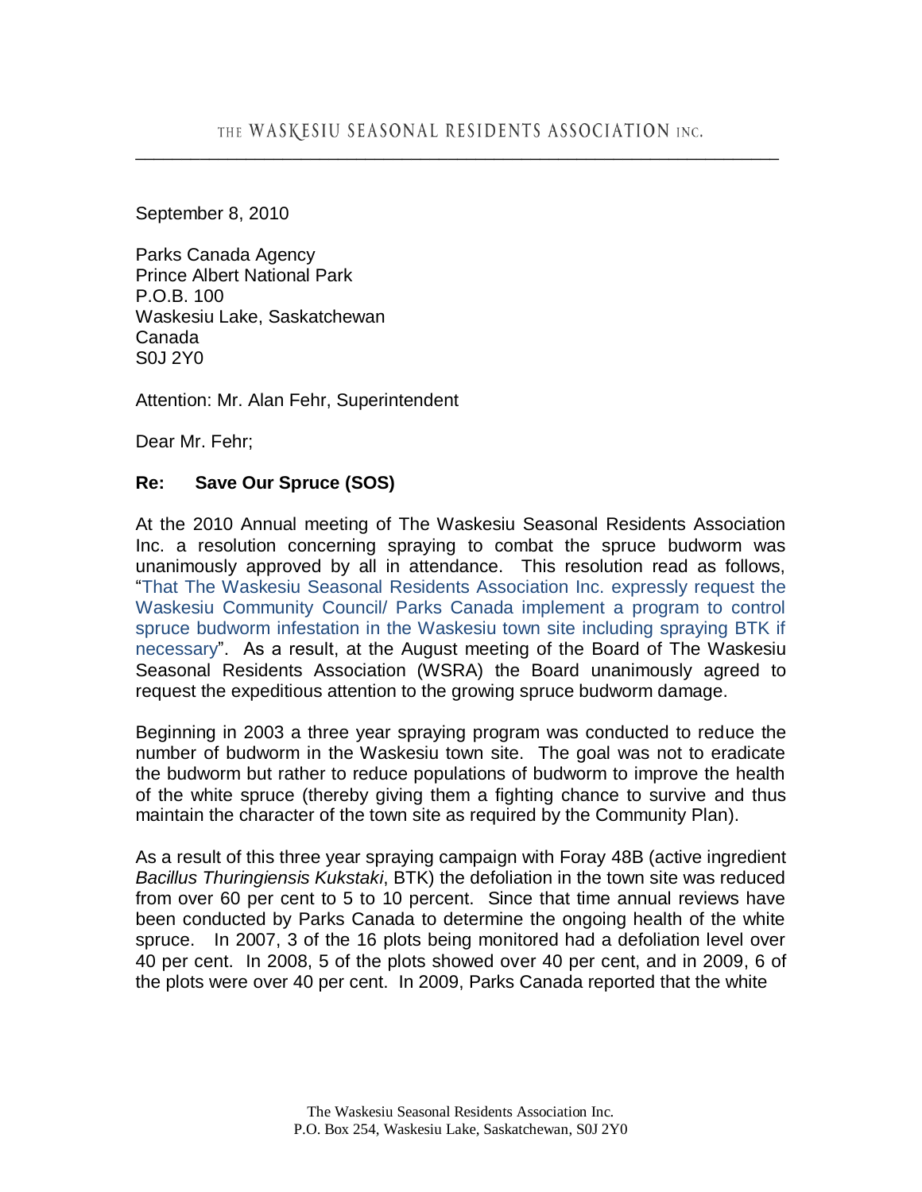THE WASKESIU SEASONAL RESIDENTS ASSOCIATION INC.

---

September 8, 2010

Parks Canada Agency  
Prince Albert National Park  
P.O.B. 100  
Waskesiu Lake, Saskatchewan  
Canada  
S0J 2Y0

Attention: Mr. Alan Fehr, Superintendent

Dear Mr. Fehr;

**Re: Save Our Spruce (SOS)**

At the 2010 Annual meeting of The Waskesiu Seasonal Residents Association Inc. a resolution concerning spraying to combat the spruce budworm was unanimously approved by all in attendance. This resolution read as follows, "That The Waskesiu Seasonal Residents Association Inc. expressly request the Waskesiu Community Council/ Parks Canada implement a program to control spruce budworm infestation in the Waskesiu town site including spraying BTK if necessary". As a result, at the August meeting of the Board of The Waskesiu Seasonal Residents Association (WSRA) the Board unanimously agreed to request the expeditious attention to the growing spruce budworm damage.

Beginning in 2003 a three year spraying program was conducted to reduce the number of budworm in the Waskesiu town site. The goal was not to eradicate the budworm but rather to reduce populations of budworm to improve the health of the white spruce (thereby giving them a fighting chance to survive and thus maintain the character of the town site as required by the Community Plan).

As a result of this three year spraying campaign with Foray 48B (active ingredient *Bacillus Thuringiensis Kukstaki*, BTK) the defoliation in the town site was reduced from over 60 per cent to 5 to 10 percent. Since that time annual reviews have been conducted by Parks Canada to determine the ongoing health of the white spruce. In 2007, 3 of the 16 plots being monitored had a defoliation level over 40 per cent. In 2008, 5 of the plots showed over 40 per cent, and in 2009, 6 of the plots were over 40 per cent. In 2009, Parks Canada reported that the white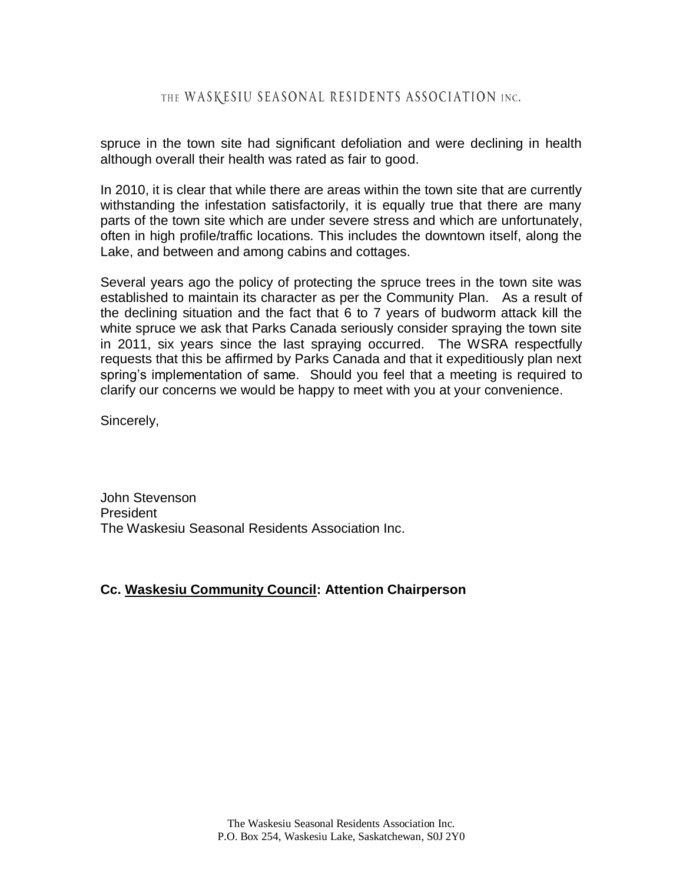spruce in the town site had significant defoliation and were declining in health although overall their health was rated as fair to good.

In 2010, it is clear that while there are areas within the town site that are currently withstanding the infestation satisfactorily, it is equally true that there are many parts of the town site which are under severe stress and which are unfortunately, often in high profile/traffic locations. This includes the downtown itself, along the Lake, and between and among cabins and cottages.

Several years ago the policy of protecting the spruce trees in the town site was established to maintain its character as per the Community Plan. As a result of the declining situation and the fact that 6 to 7 years of budworm attack kill the white spruce we ask that Parks Canada seriously consider spraying the town site in 2011, six years since the last spraying occurred. The WSRA respectfully requests that this be affirmed by Parks Canada and that it expeditiously plan next spring's implementation of same. Should you feel that a meeting is required to clarify our concerns we would be happy to meet with you at your convenience.

Sincerely,

John Stevenson
President
The Waskesiu Seasonal Residents Association Inc.

**Cc. Waskesiu Community Council: Attention Chairperson**